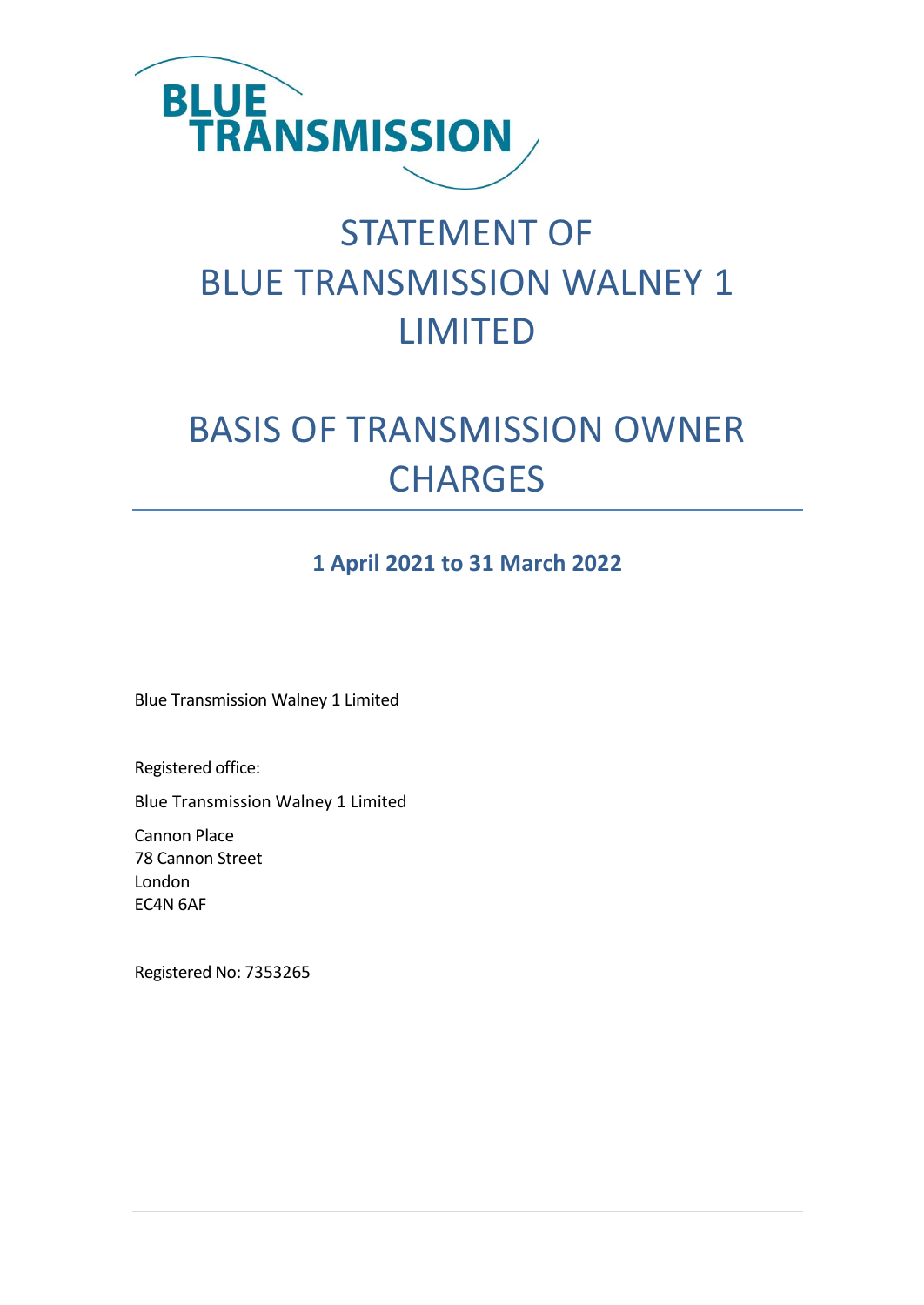BLUE TRANSMISSION

# STATEMENT OF BLUE TRANSMISSION WALNEY 1 LIMITED

# BASIS OF TRANSMISSION OWNER CHARGES

**1 April 2021 to 31 March 2022**

Blue Transmission Walney 1 Limited

Registered office:

Blue Transmission Walney 1 Limited

Cannon Place
78 Cannon Street
London
EC4N 6AF

Registered No: 7353265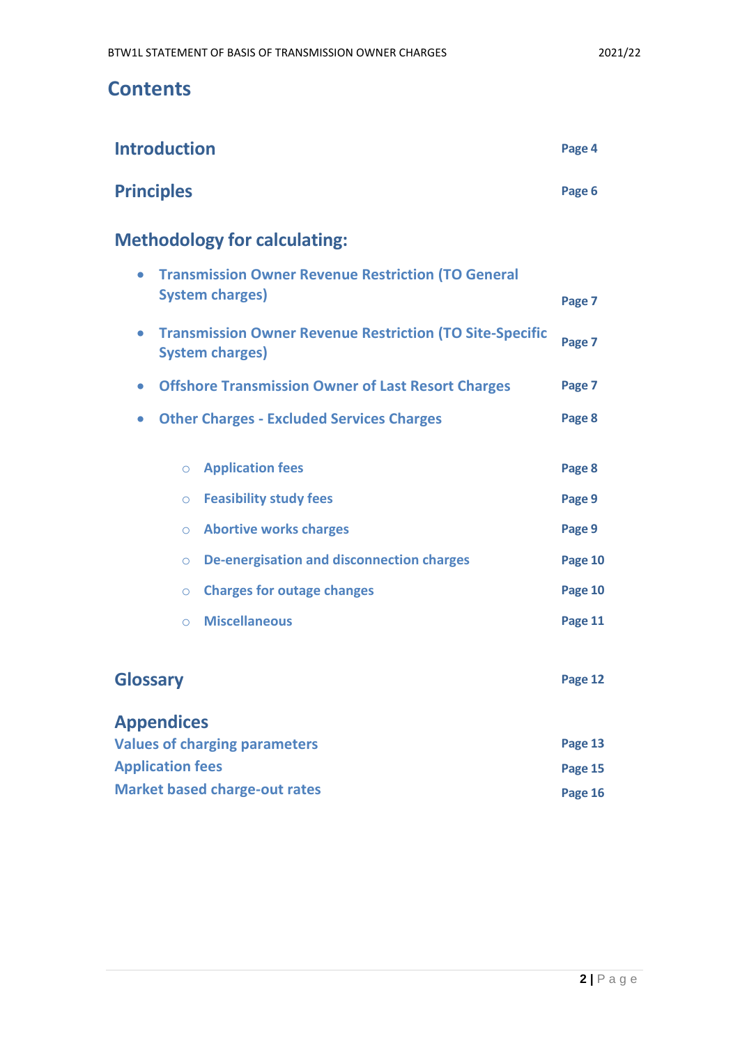# Contents

| | |
|---|---|
| **Introduction** | Page 4 |
| **Principles** | Page 6 |
| **Methodology for calculating:** | |
| • Transmission Owner Revenue Restriction (TO General System charges) | Page 7 |
| • Transmission Owner Revenue Restriction (TO Site-Specific System charges) | Page 7 |
| • Offshore Transmission Owner of Last Resort Charges | Page 7 |
| • Other Charges - Excluded Services Charges | Page 8 |
| ○ Application fees | Page 8 |
| ○ Feasibility study fees | Page 9 |
| ○ Abortive works charges | Page 9 |
| ○ De-energisation and disconnection charges | Page 10 |
| ○ Charges for outage changes | Page 10 |
| ○ Miscellaneous | Page 11 |
| **Glossary** | Page 12 |
| **Appendices** | |
| Values of charging parameters | Page 13 |
| Application fees | Page 15 |
| Market based charge-out rates | Page 16 |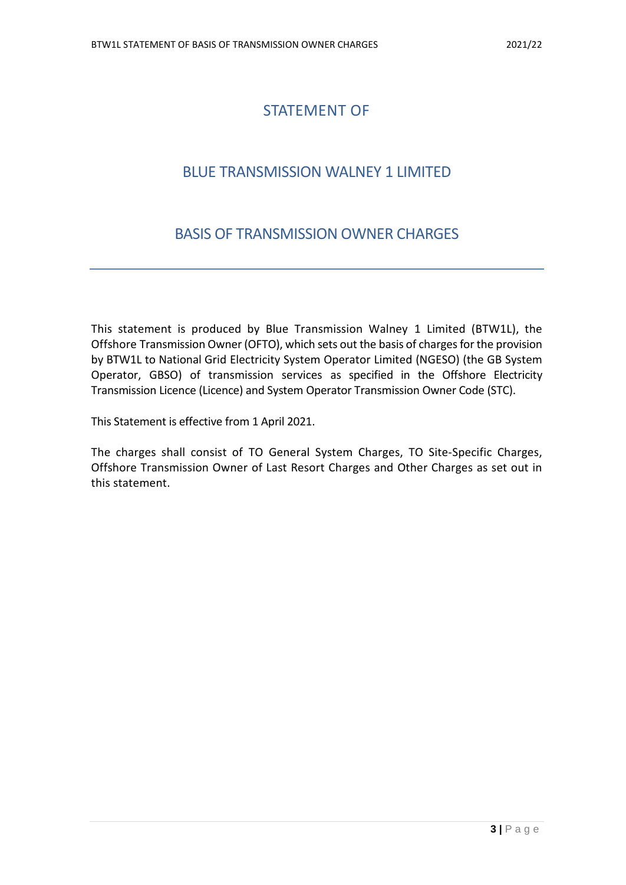# STATEMENT OF

# BLUE TRANSMISSION WALNEY 1 LIMITED

# BASIS OF TRANSMISSION OWNER CHARGES

---

This statement is produced by Blue Transmission Walney 1 Limited (BTW1L), the Offshore Transmission Owner (OFTO), which sets out the basis of charges for the provision by BTW1L to National Grid Electricity System Operator Limited (NGESO) (the GB System Operator, GBSO) of transmission services as specified in the Offshore Electricity Transmission Licence (Licence) and System Operator Transmission Owner Code (STC).

This Statement is effective from 1 April 2021.

The charges shall consist of TO General System Charges, TO Site-Specific Charges, Offshore Transmission Owner of Last Resort Charges and Other Charges as set out in this statement.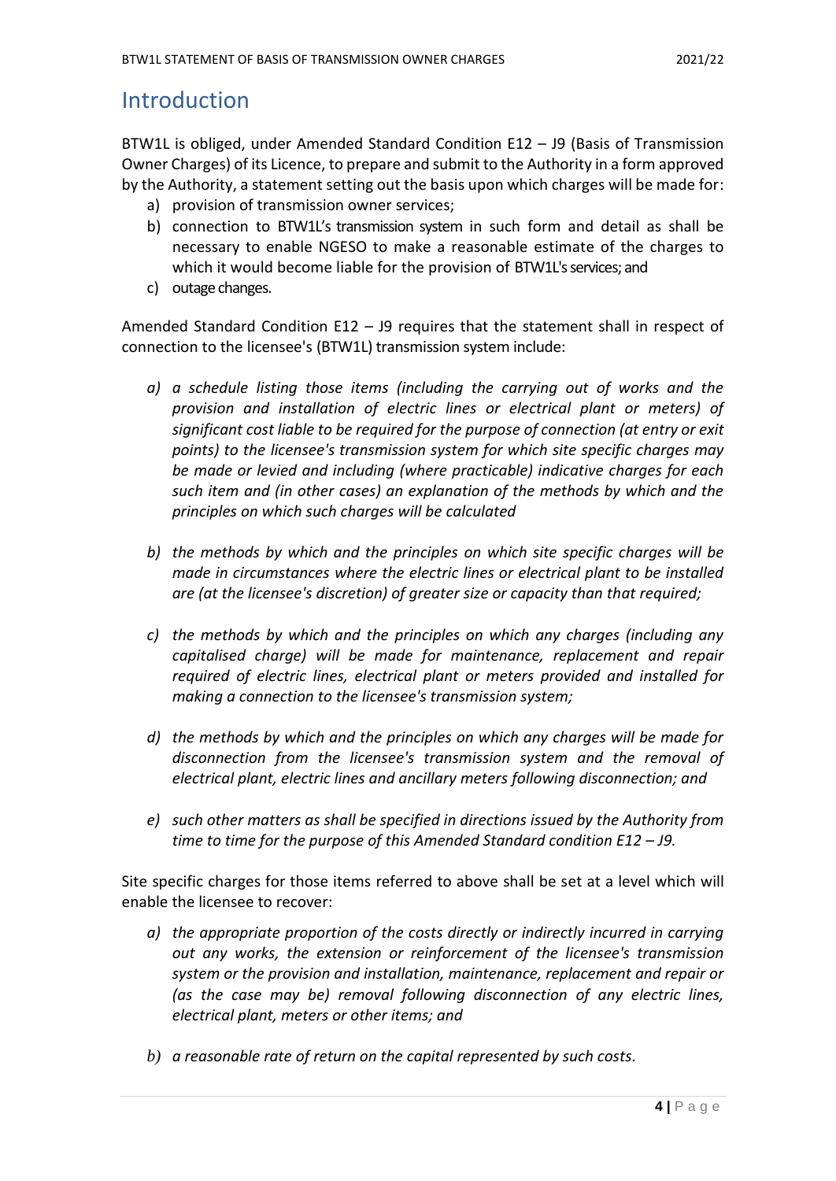# Introduction

BTW1L is obliged, under Amended Standard Condition E12 – J9 (Basis of Transmission Owner Charges) of its Licence, to prepare and submit to the Authority in a form approved by the Authority, a statement setting out the basis upon which charges will be made for:

a) provision of transmission owner services;
b) connection to BTW1L's transmission system in such form and detail as shall be necessary to enable NGESO to make a reasonable estimate of the charges to which it would become liable for the provision of BTW1L's services; and
c) outage changes.

Amended Standard Condition E12 – J9 requires that the statement shall in respect of connection to the licensee's (BTW1L) transmission system include:

*a) a schedule listing those items (including the carrying out of works and the provision and installation of electric lines or electrical plant or meters) of significant cost liable to be required for the purpose of connection (at entry or exit points) to the licensee's transmission system for which site specific charges may be made or levied and including (where practicable) indicative charges for each such item and (in other cases) an explanation of the methods by which and the principles on which such charges will be calculated*

*b) the methods by which and the principles on which site specific charges will be made in circumstances where the electric lines or electrical plant to be installed are (at the licensee's discretion) of greater size or capacity than that required;*

*c) the methods by which and the principles on which any charges (including any capitalised charge) will be made for maintenance, replacement and repair required of electric lines, electrical plant or meters provided and installed for making a connection to the licensee's transmission system;*

*d) the methods by which and the principles on which any charges will be made for disconnection from the licensee's transmission system and the removal of electrical plant, electric lines and ancillary meters following disconnection; and*

*e) such other matters as shall be specified in directions issued by the Authority from time to time for the purpose of this Amended Standard condition E12 – J9.*

Site specific charges for those items referred to above shall be set at a level which will enable the licensee to recover:

*a) the appropriate proportion of the costs directly or indirectly incurred in carrying out any works, the extension or reinforcement of the licensee's transmission system or the provision and installation, maintenance, replacement and repair or (as the case may be) removal following disconnection of any electric lines, electrical plant, meters or other items; and*

*b) a reasonable rate of return on the capital represented by such costs.*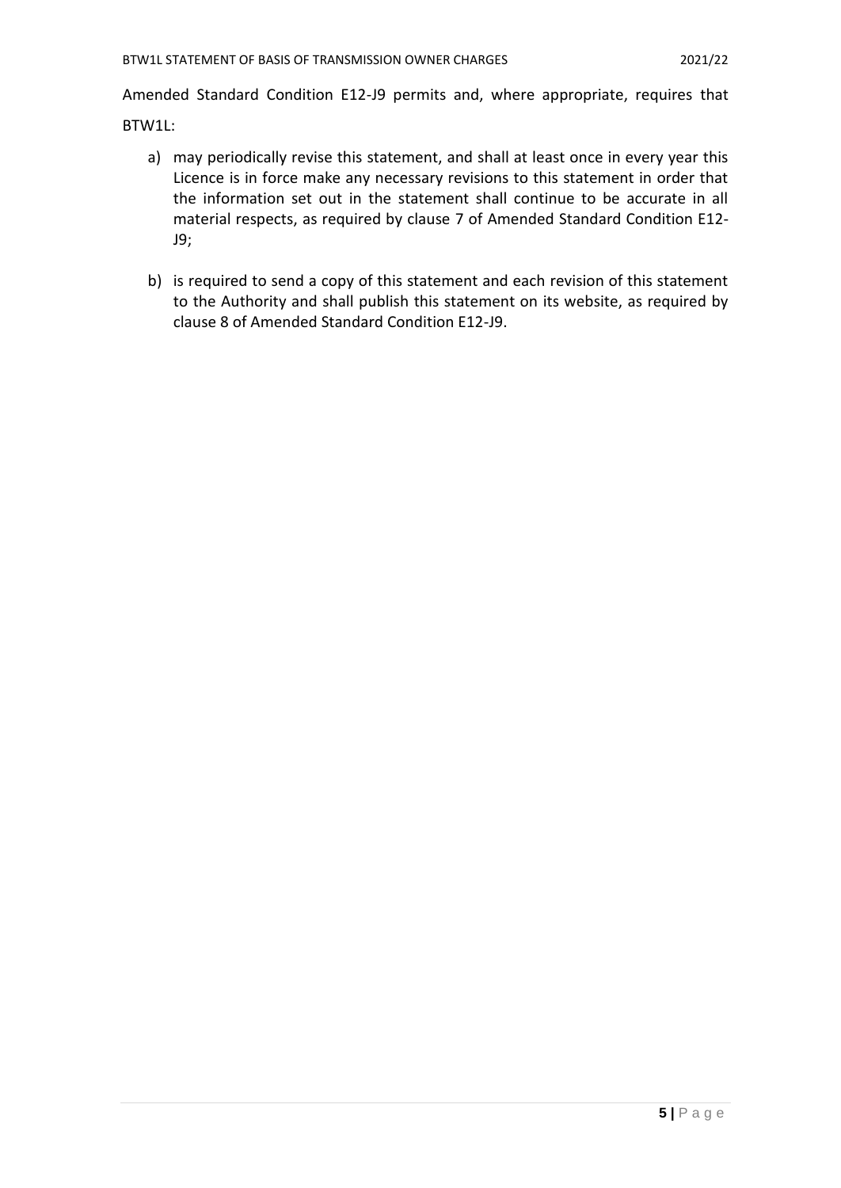Amended Standard Condition E12-J9 permits and, where appropriate, requires that BTW1L:

a) may periodically revise this statement, and shall at least once in every year this Licence is in force make any necessary revisions to this statement in order that the information set out in the statement shall continue to be accurate in all material respects, as required by clause 7 of Amended Standard Condition E12-J9;

b) is required to send a copy of this statement and each revision of this statement to the Authority and shall publish this statement on its website, as required by clause 8 of Amended Standard Condition E12-J9.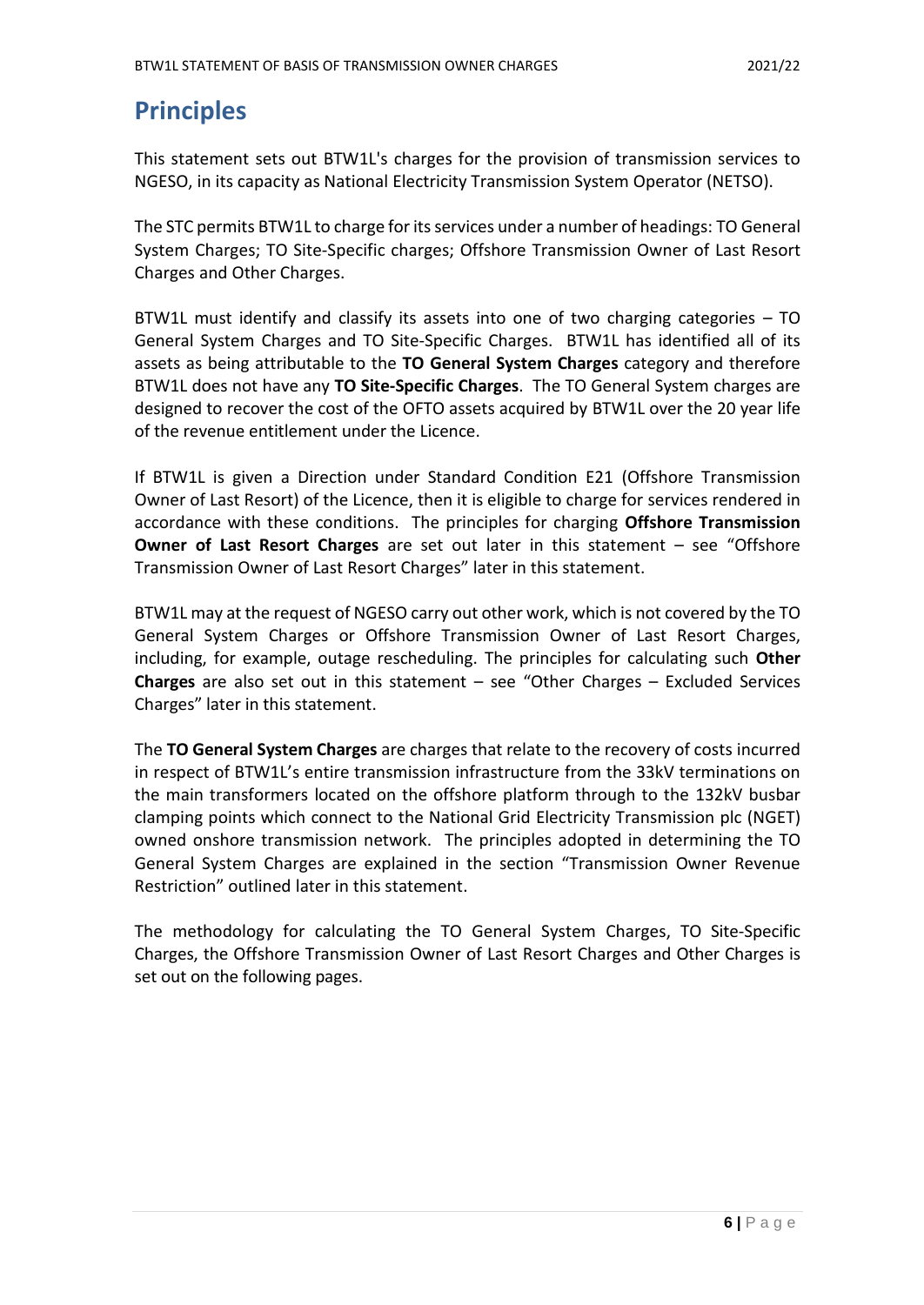## Principles

This statement sets out BTW1L's charges for the provision of transmission services to NGESO, in its capacity as National Electricity Transmission System Operator (NETSO).

The STC permits BTW1L to charge for its services under a number of headings: TO General System Charges; TO Site-Specific charges; Offshore Transmission Owner of Last Resort Charges and Other Charges.

BTW1L must identify and classify its assets into one of two charging categories – TO General System Charges and TO Site-Specific Charges. BTW1L has identified all of its assets as being attributable to the **TO General System Charges** category and therefore BTW1L does not have any **TO Site-Specific Charges**. The TO General System charges are designed to recover the cost of the OFTO assets acquired by BTW1L over the 20 year life of the revenue entitlement under the Licence.

If BTW1L is given a Direction under Standard Condition E21 (Offshore Transmission Owner of Last Resort) of the Licence, then it is eligible to charge for services rendered in accordance with these conditions. The principles for charging **Offshore Transmission Owner of Last Resort Charges** are set out later in this statement – see "Offshore Transmission Owner of Last Resort Charges" later in this statement.

BTW1L may at the request of NGESO carry out other work, which is not covered by the TO General System Charges or Offshore Transmission Owner of Last Resort Charges, including, for example, outage rescheduling. The principles for calculating such **Other Charges** are also set out in this statement – see "Other Charges – Excluded Services Charges" later in this statement.

The **TO General System Charges** are charges that relate to the recovery of costs incurred in respect of BTW1L's entire transmission infrastructure from the 33kV terminations on the main transformers located on the offshore platform through to the 132kV busbar clamping points which connect to the National Grid Electricity Transmission plc (NGET) owned onshore transmission network. The principles adopted in determining the TO General System Charges are explained in the section "Transmission Owner Revenue Restriction" outlined later in this statement.

The methodology for calculating the TO General System Charges, TO Site-Specific Charges, the Offshore Transmission Owner of Last Resort Charges and Other Charges is set out on the following pages.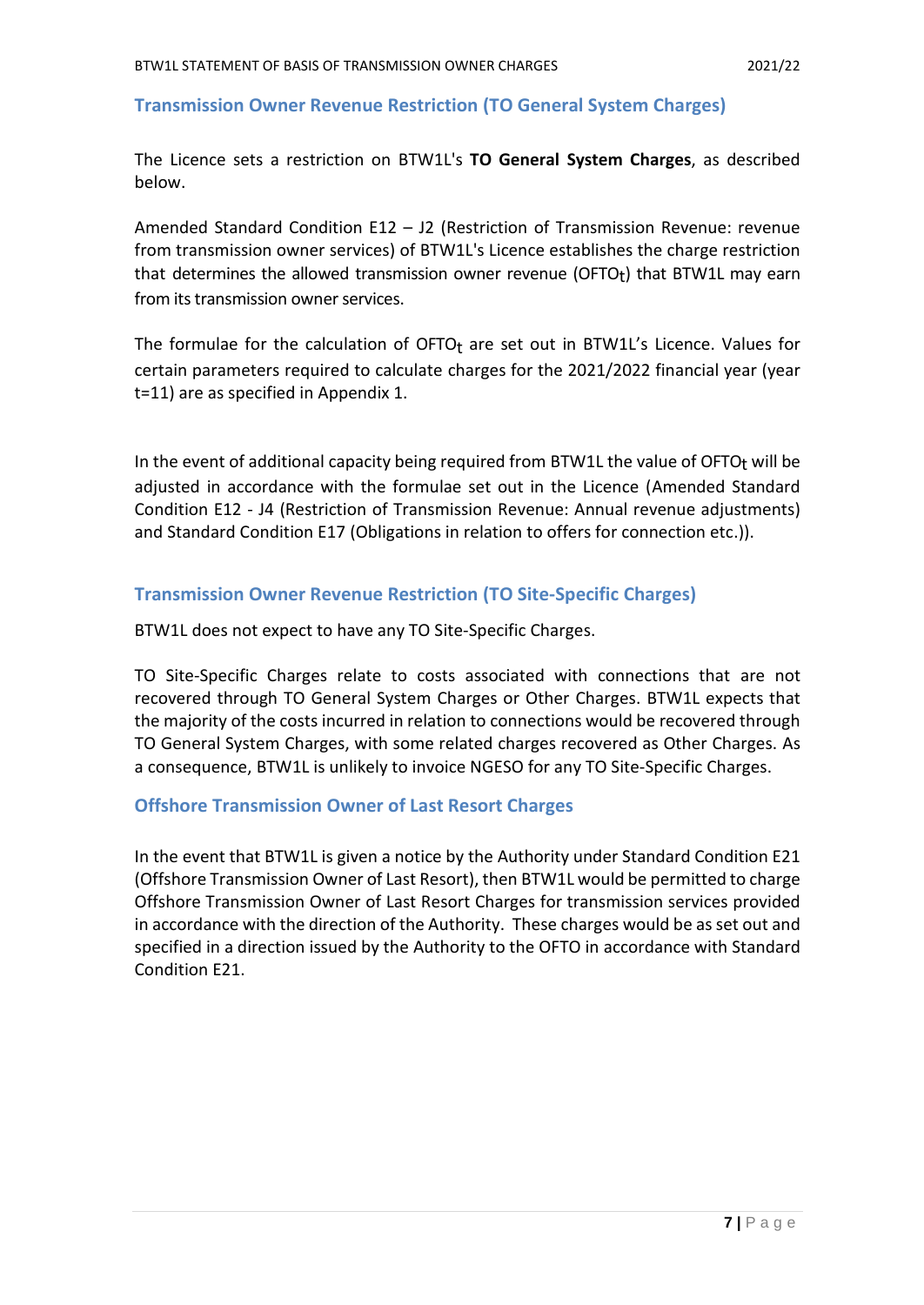## Transmission Owner Revenue Restriction (TO General System Charges)

The Licence sets a restriction on BTW1L's **TO General System Charges**, as described below.

Amended Standard Condition E12 – J2 (Restriction of Transmission Revenue: revenue from transmission owner services) of BTW1L's Licence establishes the charge restriction that determines the allowed transmission owner revenue ($OFTO_t$) that BTW1L may earn from its transmission owner services.

The formulae for the calculation of $OFTO_t$ are set out in BTW1L's Licence. Values for certain parameters required to calculate charges for the 2021/2022 financial year (year t=11) are as specified in Appendix 1.

In the event of additional capacity being required from BTW1L the value of $OFTO_t$ will be adjusted in accordance with the formulae set out in the Licence (Amended Standard Condition E12 - J4 (Restriction of Transmission Revenue: Annual revenue adjustments) and Standard Condition E17 (Obligations in relation to offers for connection etc.)).

## Transmission Owner Revenue Restriction (TO Site-Specific Charges)

BTW1L does not expect to have any TO Site-Specific Charges.

TO Site-Specific Charges relate to costs associated with connections that are not recovered through TO General System Charges or Other Charges. BTW1L expects that the majority of the costs incurred in relation to connections would be recovered through TO General System Charges, with some related charges recovered as Other Charges. As a consequence, BTW1L is unlikely to invoice NGESO for any TO Site-Specific Charges.

## Offshore Transmission Owner of Last Resort Charges

In the event that BTW1L is given a notice by the Authority under Standard Condition E21 (Offshore Transmission Owner of Last Resort), then BTW1L would be permitted to charge Offshore Transmission Owner of Last Resort Charges for transmission services provided in accordance with the direction of the Authority. These charges would be as set out and specified in a direction issued by the Authority to the OFTO in accordance with Standard Condition E21.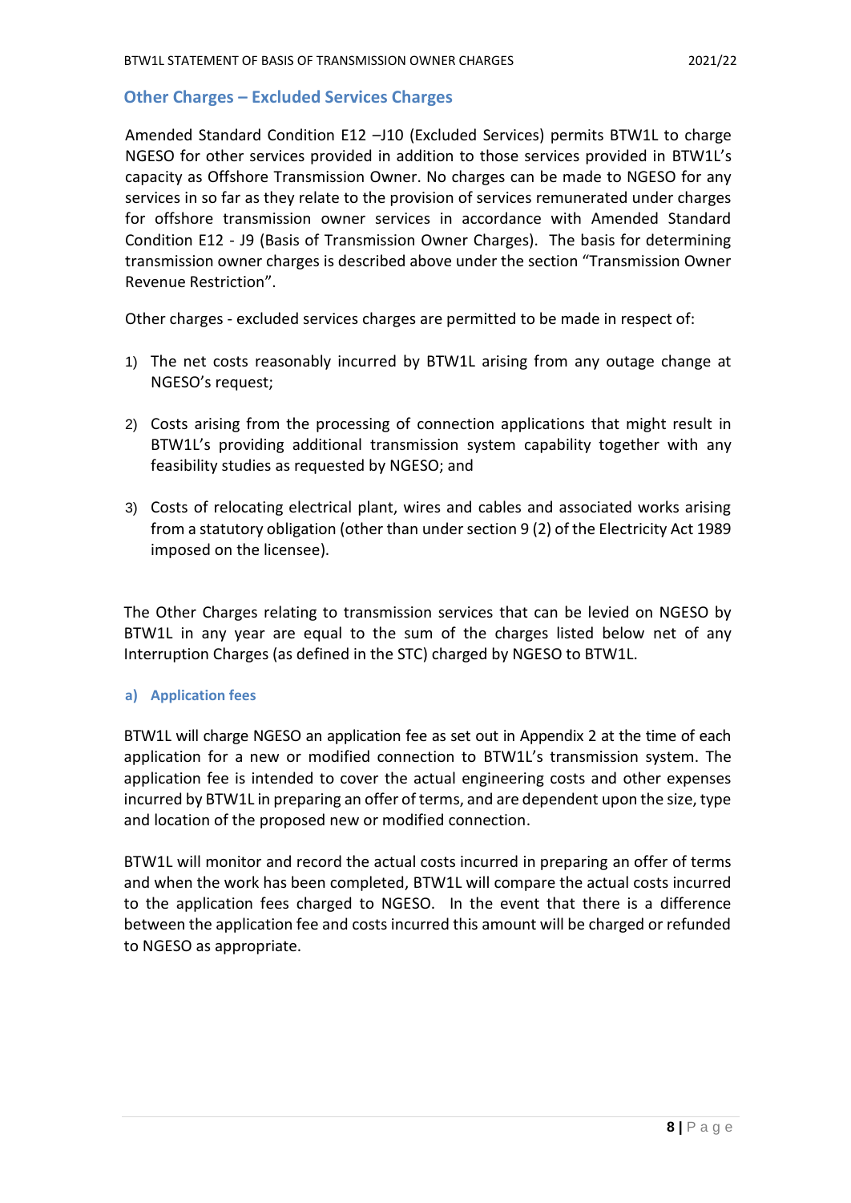## Other Charges – Excluded Services Charges

Amended Standard Condition E12 –J10 (Excluded Services) permits BTW1L to charge NGESO for other services provided in addition to those services provided in BTW1L's capacity as Offshore Transmission Owner. No charges can be made to NGESO for any services in so far as they relate to the provision of services remunerated under charges for offshore transmission owner services in accordance with Amended Standard Condition E12 - J9 (Basis of Transmission Owner Charges). The basis for determining transmission owner charges is described above under the section "Transmission Owner Revenue Restriction".

Other charges - excluded services charges are permitted to be made in respect of:

1) The net costs reasonably incurred by BTW1L arising from any outage change at NGESO's request;

2) Costs arising from the processing of connection applications that might result in BTW1L's providing additional transmission system capability together with any feasibility studies as requested by NGESO; and

3) Costs of relocating electrical plant, wires and cables and associated works arising from a statutory obligation (other than under section 9 (2) of the Electricity Act 1989 imposed on the licensee).

The Other Charges relating to transmission services that can be levied on NGESO by BTW1L in any year are equal to the sum of the charges listed below net of any Interruption Charges (as defined in the STC) charged by NGESO to BTW1L.

### a) Application fees

BTW1L will charge NGESO an application fee as set out in Appendix 2 at the time of each application for a new or modified connection to BTW1L's transmission system. The application fee is intended to cover the actual engineering costs and other expenses incurred by BTW1L in preparing an offer of terms, and are dependent upon the size, type and location of the proposed new or modified connection.

BTW1L will monitor and record the actual costs incurred in preparing an offer of terms and when the work has been completed, BTW1L will compare the actual costs incurred to the application fees charged to NGESO. In the event that there is a difference between the application fee and costs incurred this amount will be charged or refunded to NGESO as appropriate.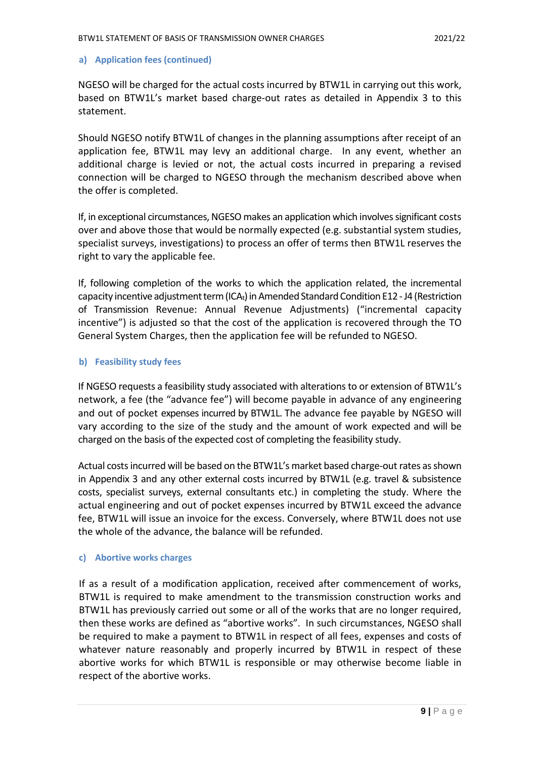#### a) Application fees (continued)

NGESO will be charged for the actual costs incurred by BTW1L in carrying out this work, based on BTW1L's market based charge-out rates as detailed in Appendix 3 to this statement.

Should NGESO notify BTW1L of changes in the planning assumptions after receipt of an application fee, BTW1L may levy an additional charge. In any event, whether an additional charge is levied or not, the actual costs incurred in preparing a revised connection will be charged to NGESO through the mechanism described above when the offer is completed.

If, in exceptional circumstances, NGESO makes an application which involves significant costs over and above those that would be normally expected (e.g. substantial system studies, specialist surveys, investigations) to process an offer of terms then BTW1L reserves the right to vary the applicable fee.

If, following completion of the works to which the application related, the incremental capacity incentive adjustment term ($ICA_t$) in Amended Standard Condition E12 - J4 (Restriction of Transmission Revenue: Annual Revenue Adjustments) ("incremental capacity incentive") is adjusted so that the cost of the application is recovered through the TO General System Charges, then the application fee will be refunded to NGESO.

#### b) Feasibility study fees

If NGESO requests a feasibility study associated with alterations to or extension of BTW1L's network, a fee (the "advance fee") will become payable in advance of any engineering and out of pocket expenses incurred by BTW1L. The advance fee payable by NGESO will vary according to the size of the study and the amount of work expected and will be charged on the basis of the expected cost of completing the feasibility study.

Actual costs incurred will be based on the BTW1L's market based charge-out rates as shown in Appendix 3 and any other external costs incurred by BTW1L (e.g. travel & subsistence costs, specialist surveys, external consultants etc.) in completing the study. Where the actual engineering and out of pocket expenses incurred by BTW1L exceed the advance fee, BTW1L will issue an invoice for the excess. Conversely, where BTW1L does not use the whole of the advance, the balance will be refunded.

#### c) Abortive works charges

If as a result of a modification application, received after commencement of works, BTW1L is required to make amendment to the transmission construction works and BTW1L has previously carried out some or all of the works that are no longer required, then these works are defined as "abortive works". In such circumstances, NGESO shall be required to make a payment to BTW1L in respect of all fees, expenses and costs of whatever nature reasonably and properly incurred by BTW1L in respect of these abortive works for which BTW1L is responsible or may otherwise become liable in respect of the abortive works.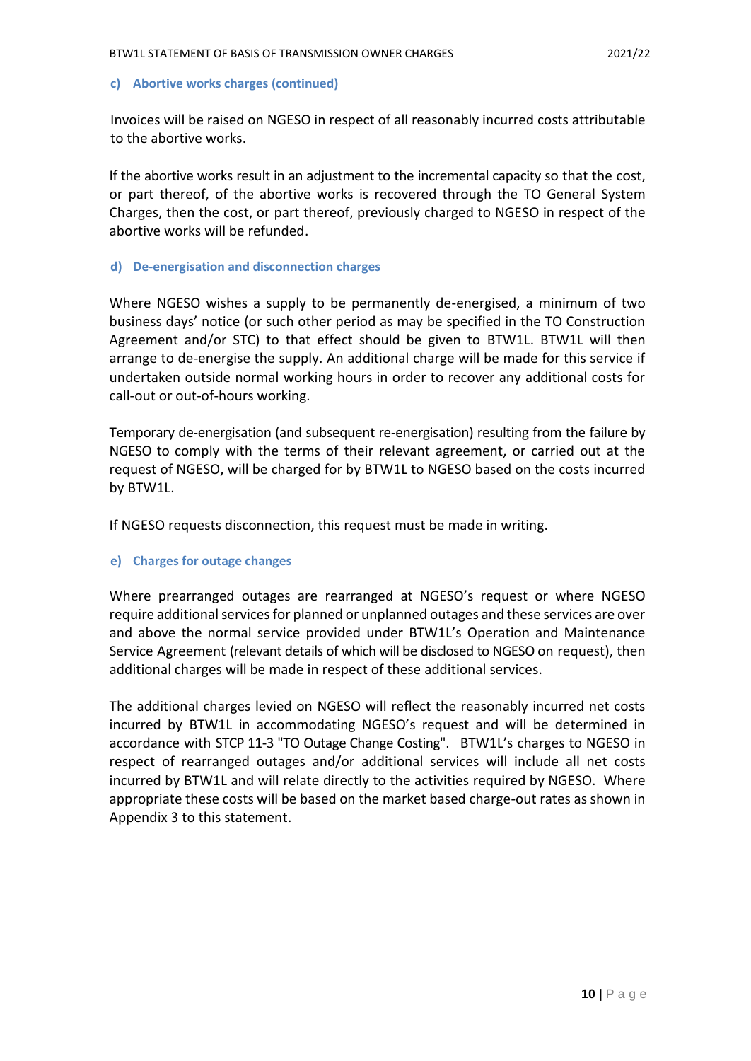### c) Abortive works charges (continued)

Invoices will be raised on NGESO in respect of all reasonably incurred costs attributable to the abortive works.

If the abortive works result in an adjustment to the incremental capacity so that the cost, or part thereof, of the abortive works is recovered through the TO General System Charges, then the cost, or part thereof, previously charged to NGESO in respect of the abortive works will be refunded.

### d) De-energisation and disconnection charges

Where NGESO wishes a supply to be permanently de-energised, a minimum of two business days' notice (or such other period as may be specified in the TO Construction Agreement and/or STC) to that effect should be given to BTW1L. BTW1L will then arrange to de-energise the supply. An additional charge will be made for this service if undertaken outside normal working hours in order to recover any additional costs for call-out or out-of-hours working.

Temporary de-energisation (and subsequent re-energisation) resulting from the failure by NGESO to comply with the terms of their relevant agreement, or carried out at the request of NGESO, will be charged for by BTW1L to NGESO based on the costs incurred by BTW1L.

If NGESO requests disconnection, this request must be made in writing.

### e) Charges for outage changes

Where prearranged outages are rearranged at NGESO's request or where NGESO require additional services for planned or unplanned outages and these services are over and above the normal service provided under BTW1L's Operation and Maintenance Service Agreement (relevant details of which will be disclosed to NGESO on request), then additional charges will be made in respect of these additional services.

The additional charges levied on NGESO will reflect the reasonably incurred net costs incurred by BTW1L in accommodating NGESO's request and will be determined in accordance with STCP 11-3 "TO Outage Change Costing". BTW1L's charges to NGESO in respect of rearranged outages and/or additional services will include all net costs incurred by BTW1L and will relate directly to the activities required by NGESO. Where appropriate these costs will be based on the market based charge-out rates as shown in Appendix 3 to this statement.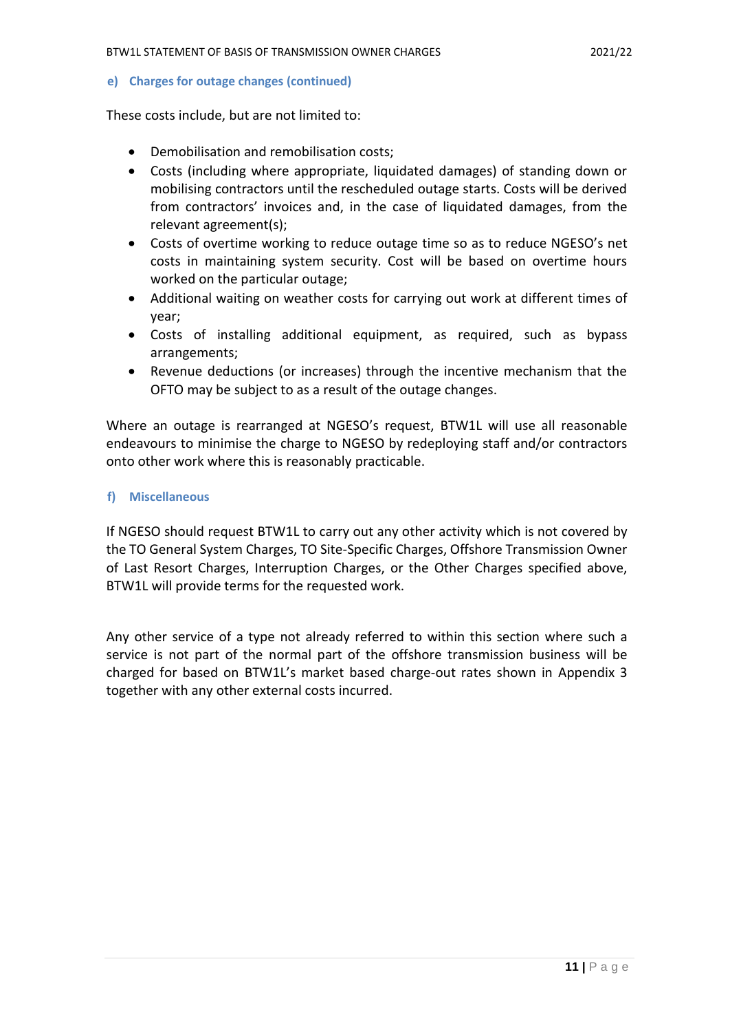#### e) Charges for outage changes (continued)

These costs include, but are not limited to:

- Demobilisation and remobilisation costs;
- Costs (including where appropriate, liquidated damages) of standing down or mobilising contractors until the rescheduled outage starts. Costs will be derived from contractors' invoices and, in the case of liquidated damages, from the relevant agreement(s);
- Costs of overtime working to reduce outage time so as to reduce NGESO's net costs in maintaining system security. Cost will be based on overtime hours worked on the particular outage;
- Additional waiting on weather costs for carrying out work at different times of year;
- Costs of installing additional equipment, as required, such as bypass arrangements;
- Revenue deductions (or increases) through the incentive mechanism that the OFTO may be subject to as a result of the outage changes.

Where an outage is rearranged at NGESO's request, BTW1L will use all reasonable endeavours to minimise the charge to NGESO by redeploying staff and/or contractors onto other work where this is reasonably practicable.

#### f) Miscellaneous

If NGESO should request BTW1L to carry out any other activity which is not covered by the TO General System Charges, TO Site-Specific Charges, Offshore Transmission Owner of Last Resort Charges, Interruption Charges, or the Other Charges specified above, BTW1L will provide terms for the requested work.

Any other service of a type not already referred to within this section where such a service is not part of the normal part of the offshore transmission business will be charged for based on BTW1L's market based charge-out rates shown in Appendix 3 together with any other external costs incurred.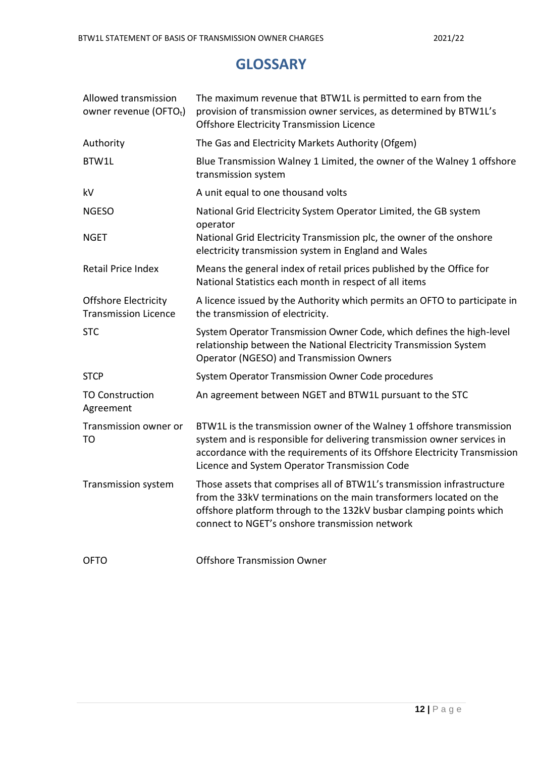# GLOSSARY

| | |
|---|---|
| Allowed transmission owner revenue ($OFTO_t$) | The maximum revenue that BTW1L is permitted to earn from the provision of transmission owner services, as determined by BTW1L's Offshore Electricity Transmission Licence |
| Authority | The Gas and Electricity Markets Authority (Ofgem) |
| BTW1L | Blue Transmission Walney 1 Limited, the owner of the Walney 1 offshore transmission system |
| kV | A unit equal to one thousand volts |
| NGESO | National Grid Electricity System Operator Limited, the GB system operator |
| NGET | National Grid Electricity Transmission plc, the owner of the onshore electricity transmission system in England and Wales |
| Retail Price Index | Means the general index of retail prices published by the Office for National Statistics each month in respect of all items |
| Offshore Electricity Transmission Licence | A licence issued by the Authority which permits an OFTO to participate in the transmission of electricity. |
| STC | System Operator Transmission Owner Code, which defines the high-level relationship between the National Electricity Transmission System Operator (NGESO) and Transmission Owners |
| STCP | System Operator Transmission Owner Code procedures |
| TO Construction Agreement | An agreement between NGET and BTW1L pursuant to the STC |
| Transmission owner or TO | BTW1L is the transmission owner of the Walney 1 offshore transmission system and is responsible for delivering transmission owner services in accordance with the requirements of its Offshore Electricity Transmission Licence and System Operator Transmission Code |
| Transmission system | Those assets that comprises all of BTW1L's transmission infrastructure from the 33kV terminations on the main transformers located on the offshore platform through to the 132kV busbar clamping points which connect to NGET's onshore transmission network |
| OFTO | Offshore Transmission Owner |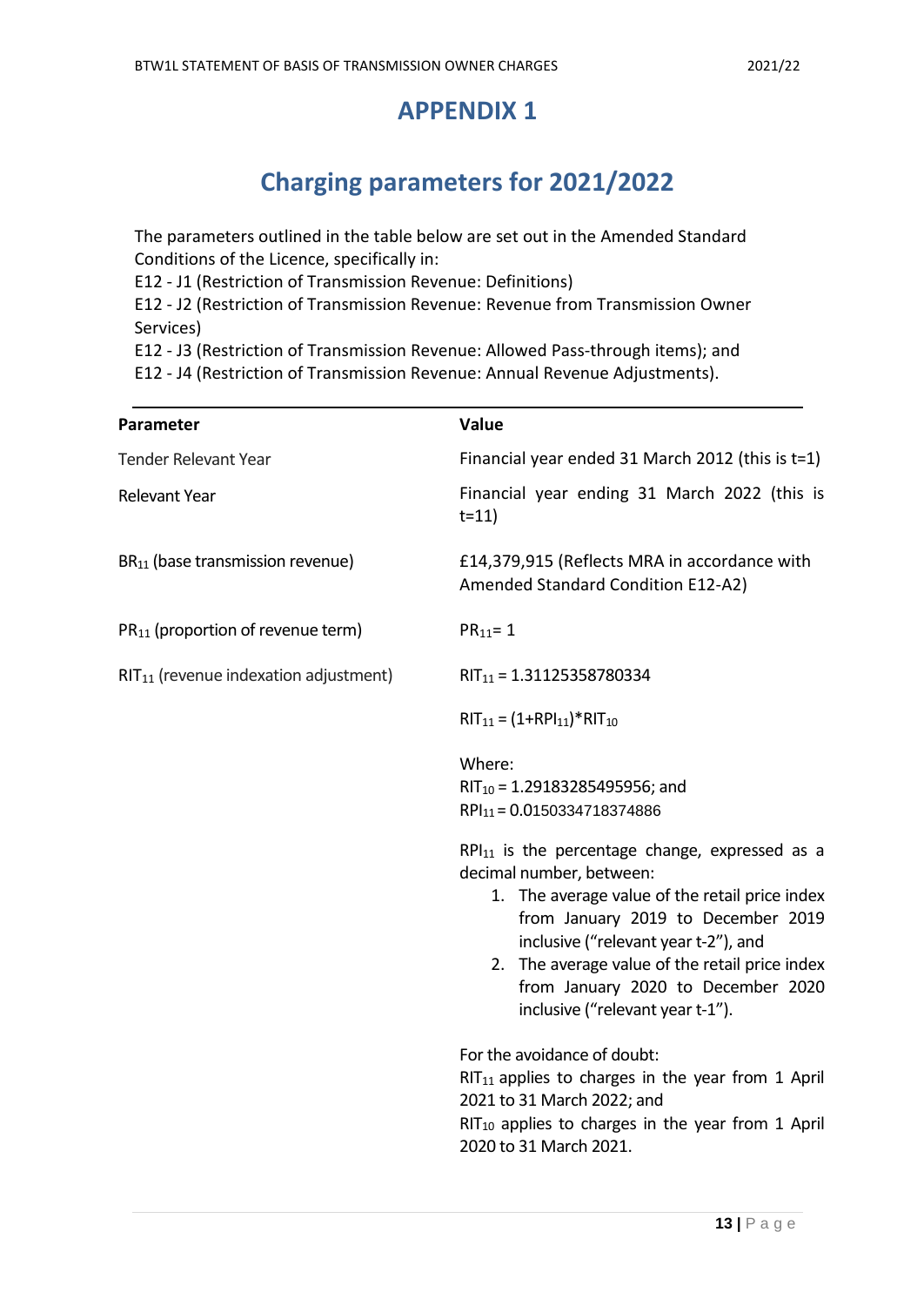# APPENDIX 1

## Charging parameters for 2021/2022

The parameters outlined in the table below are set out in the Amended Standard Conditions of the Licence, specifically in:
E12 - J1 (Restriction of Transmission Revenue: Definitions)
E12 - J2 (Restriction of Transmission Revenue: Revenue from Transmission Owner Services)
E12 - J3 (Restriction of Transmission Revenue: Allowed Pass-through items); and
E12 - J4 (Restriction of Transmission Revenue: Annual Revenue Adjustments).

| Parameter | Value |
|---|---|
| Tender Relevant Year | Financial year ended 31 March 2012 (this is t=1) |
| Relevant Year | Financial year ending 31 March 2022 (this is t=11) |
| $BR_{11}$ (base transmission revenue) | £14,379,915 (Reflects MRA in accordance with Amended Standard Condition E12-A2) |
| $PR_{11}$ (proportion of revenue term) | $PR_{11} = 1$ |
| $RIT_{11}$ (revenue indexation adjustment) | $RIT_{11} = 1.31125358780334$<br><br>$RIT_{11} = (1+RPI_{11})*RIT_{10}$<br><br>Where:<br>$RIT_{10} = 1.29183285495956$; and<br>$RPI_{11} = 0.0150334718374886$<br><br>$RPI_{11}$ is the percentage change, expressed as a decimal number, between:<br>1. The average value of the retail price index from January 2019 to December 2019 inclusive ("relevant year t-2"), and<br>2. The average value of the retail price index from January 2020 to December 2020 inclusive ("relevant year t-1").<br><br>For the avoidance of doubt:<br>$RIT_{11}$ applies to charges in the year from 1 April 2021 to 31 March 2022; and<br>$RIT_{10}$ applies to charges in the year from 1 April 2020 to 31 March 2021. |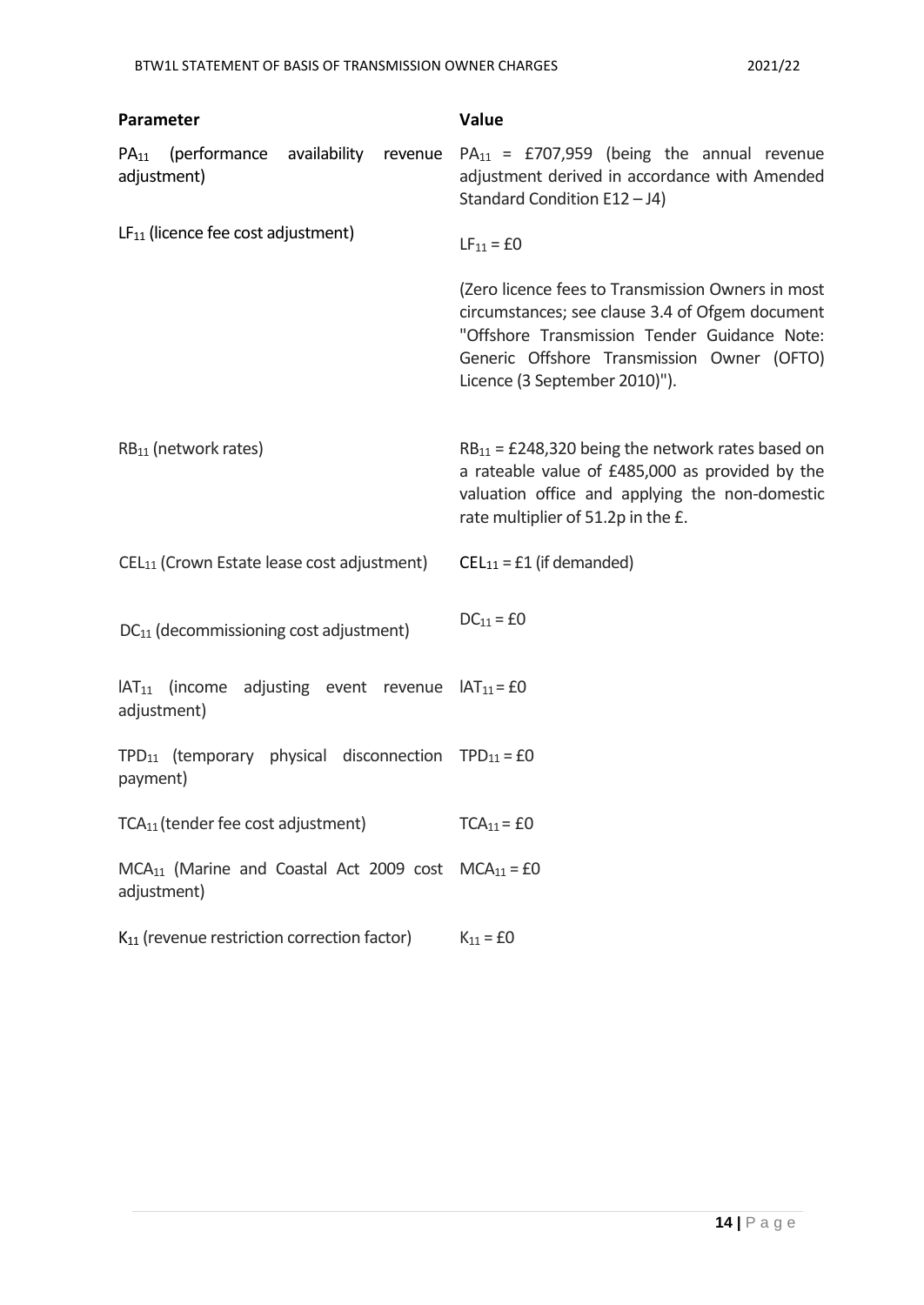| Parameter | Value |
|---|---|
| $PA_{11}$ (performance availability revenue adjustment) | $PA_{11}$ = £707,959 (being the annual revenue adjustment derived in accordance with Amended Standard Condition E12 – J4) |
| $LF_{11}$ (licence fee cost adjustment) | $LF_{11}$ = £0<br><br>(Zero licence fees to Transmission Owners in most circumstances; see clause 3.4 of Ofgem document "Offshore Transmission Tender Guidance Note: Generic Offshore Transmission Owner (OFTO) Licence (3 September 2010)"). |
| $RB_{11}$ (network rates) | $RB_{11}$ = £248,320 being the network rates based on a rateable value of £485,000 as provided by the valuation office and applying the non-domestic rate multiplier of 51.2p in the £. |
| $CEL_{11}$ (Crown Estate lease cost adjustment) | $CEL_{11}$ = £1 (if demanded) |
| $DC_{11}$ (decommissioning cost adjustment) | $DC_{11}$ = £0 |
| $IAT_{11}$ (income adjusting event revenue adjustment) | $IAT_{11}$ = £0 |
| $TPD_{11}$ (temporary physical disconnection payment) | $TPD_{11}$ = £0 |
| $TCA_{11}$ (tender fee cost adjustment) | $TCA_{11}$ = £0 |
| $MCA_{11}$ (Marine and Coastal Act 2009 cost adjustment) | $MCA_{11}$ = £0 |
| $K_{11}$ (revenue restriction correction factor) | $K_{11}$ = £0 |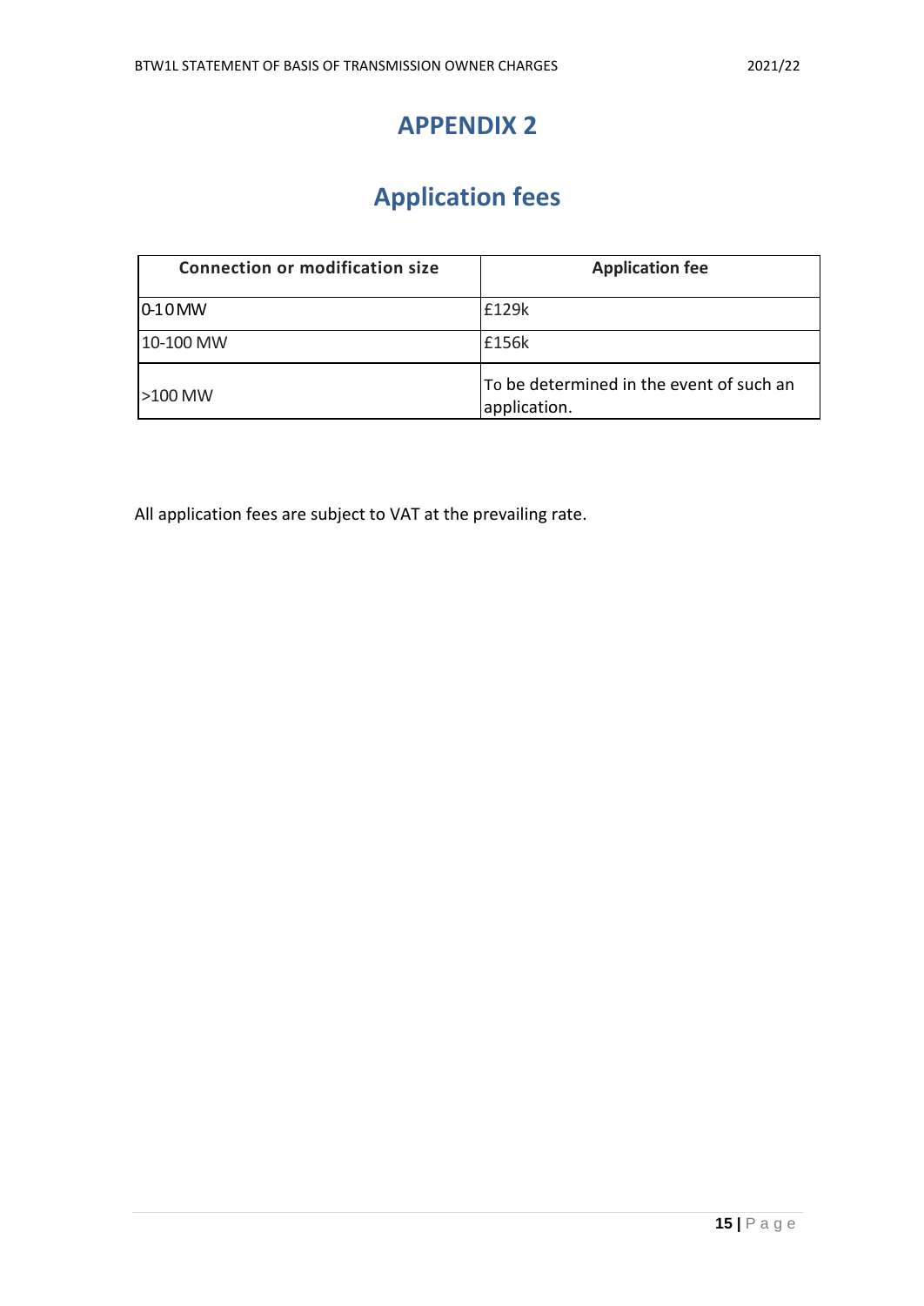# APPENDIX 2

## Application fees

| Connection or modification size | Application fee |
|---|---|
| 0-10 MW | £129k |
| 10-100 MW | £156k |
| >100 MW | To be determined in the event of such an application. |

All application fees are subject to VAT at the prevailing rate.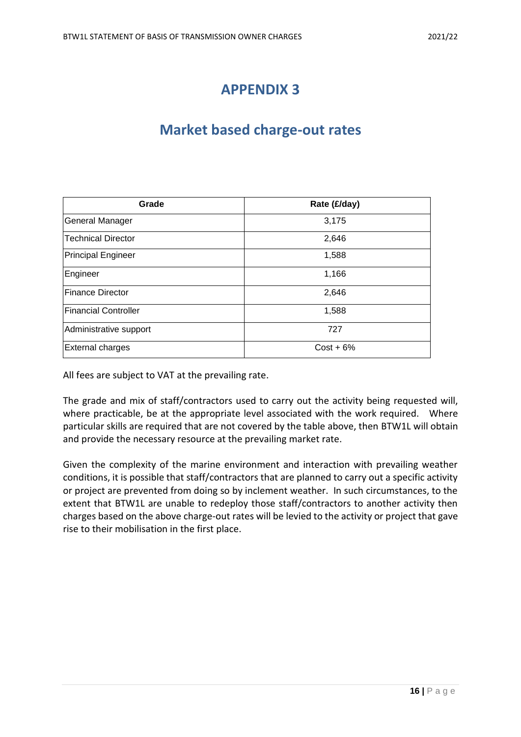# APPENDIX 3

## Market based charge-out rates

| Grade | Rate (£/day) |
| --- | --- |
| General Manager | 3,175 |
| Technical Director | 2,646 |
| Principal Engineer | 1,588 |
| Engineer | 1,166 |
| Finance Director | 2,646 |
| Financial Controller | 1,588 |
| Administrative support | 727 |
| External charges | Cost + 6% |

All fees are subject to VAT at the prevailing rate.

The grade and mix of staff/contractors used to carry out the activity being requested will, where practicable, be at the appropriate level associated with the work required. Where particular skills are required that are not covered by the table above, then BTW1L will obtain and provide the necessary resource at the prevailing market rate.

Given the complexity of the marine environment and interaction with prevailing weather conditions, it is possible that staff/contractors that are planned to carry out a specific activity or project are prevented from doing so by inclement weather. In such circumstances, to the extent that BTW1L are unable to redeploy those staff/contractors to another activity then charges based on the above charge-out rates will be levied to the activity or project that gave rise to their mobilisation in the first place.